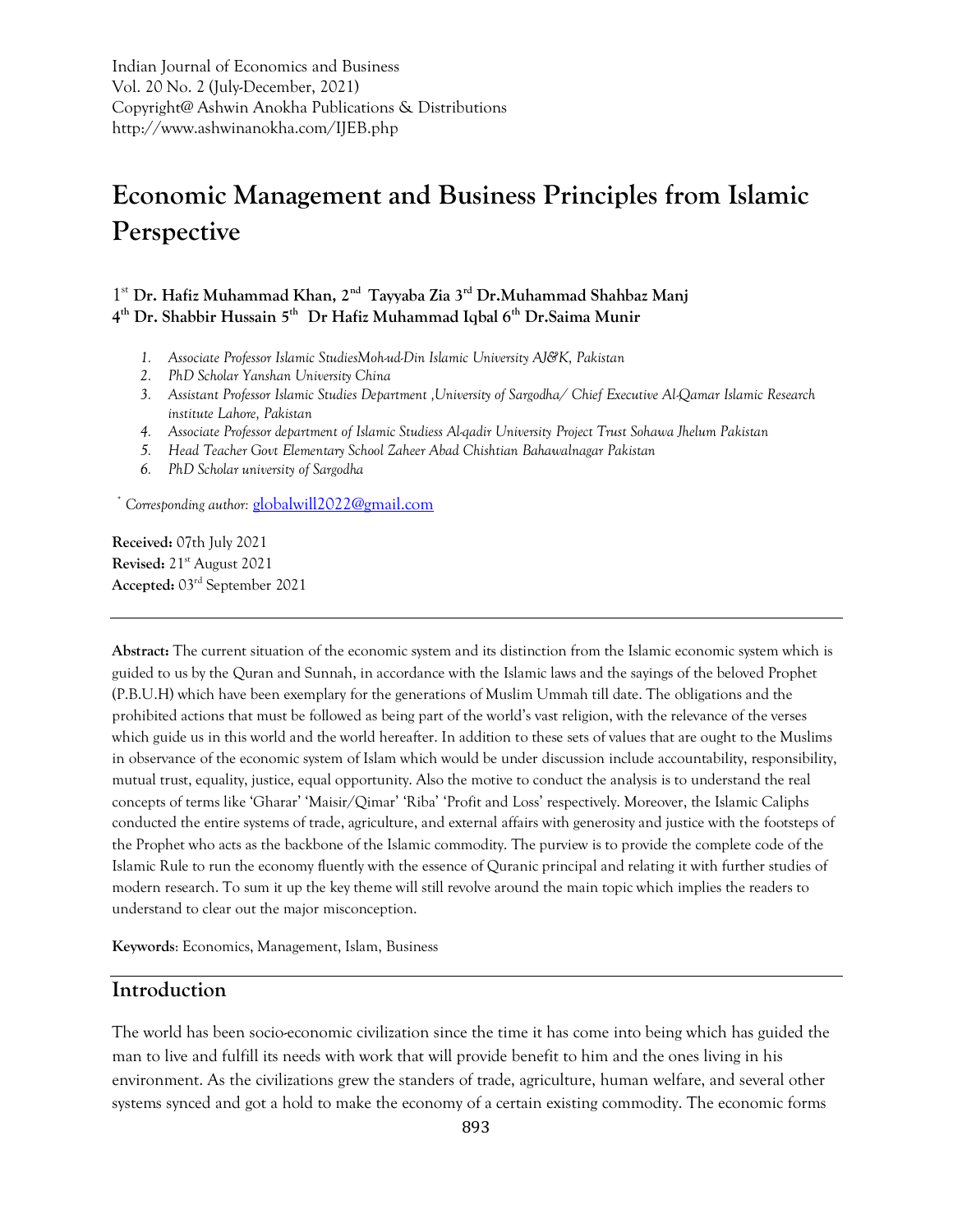Indian Journal of Economics and Business
Vol. 20 No. 2 (July-December, 2021)
Copyright@ Ashwin Anokha Publications & Distributions
http://www.ashwinanokha.com/IJEB.php

# Economic Management and Business Principles from Islamic Perspective

**1st Dr. Hafiz Muhammad Khan, 2nd Tayyaba Zia 3rd Dr.Muhammad Shahbaz Manj 4th Dr. Shabbir Hussain 5th Dr Hafiz Muhammad Iqbal 6th Dr.Saima Munir**

1. *Associate Professor Islamic StudiesMoh-ud-Din Islamic University AJ&K, Pakistan*
2. *PhD Scholar Yanshan University China*
3. *Assistant Professor Islamic Studies Department ,University of Sargodha/ Chief Executive Al-Qamar Islamic Research institute Lahore, Pakistan*
4. *Associate Professor department of Islamic Studiess Al-qadir University Project Trust Sohawa Jhelum Pakistan*
5. *Head Teacher Govt Elementary School Zaheer Abad Chishtian Bahawalnagar Pakistan*
6. *PhD Scholar university of Sargodha*

[*] *Corresponding author:* globalwill2022@gmail.com

**Received:** 07th July 2021
**Revised:** 21st August 2021
**Accepted:** 03rd September 2021

---

**Abstract:** The current situation of the economic system and its distinction from the Islamic economic system which is guided to us by the Quran and Sunnah, in accordance with the Islamic laws and the sayings of the beloved Prophet (P.B.U.H) which have been exemplary for the generations of Muslim Ummah till date. The obligations and the prohibited actions that must be followed as being part of the world's vast religion, with the relevance of the verses which guide us in this world and the world hereafter. In addition to these sets of values that are ought to the Muslims in observance of the economic system of Islam which would be under discussion include accountability, responsibility, mutual trust, equality, justice, equal opportunity. Also the motive to conduct the analysis is to understand the real concepts of terms like 'Gharar' 'Maisir/Qimar' 'Riba' 'Profit and Loss' respectively. Moreover, the Islamic Caliphs conducted the entire systems of trade, agriculture, and external affairs with generosity and justice with the footsteps of the Prophet who acts as the backbone of the Islamic commodity. The purview is to provide the complete code of the Islamic Rule to run the economy fluently with the essence of Quranic principal and relating it with further studies of modern research. To sum it up the key theme will still revolve around the main topic which implies the readers to understand to clear out the major misconception.

**Keywords**: Economics, Management, Islam, Business

## Introduction

The world has been socio-economic civilization since the time it has come into being which has guided the man to live and fulfill its needs with work that will provide benefit to him and the ones living in his environment. As the civilizations grew the standers of trade, agriculture, human welfare, and several other systems synced and got a hold to make the economy of a certain existing commodity. The economic forms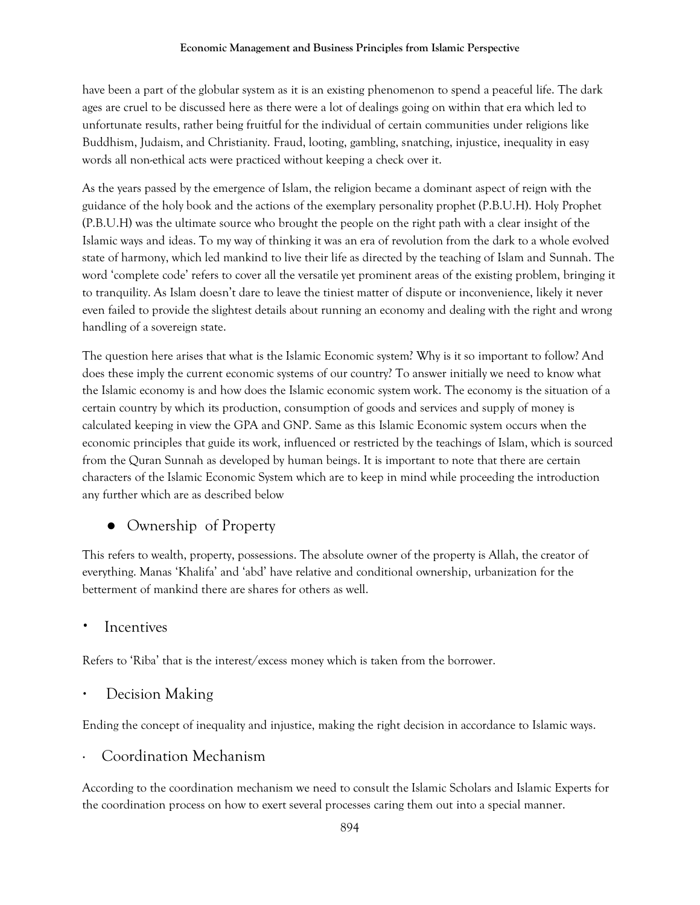have been a part of the globular system as it is an existing phenomenon to spend a peaceful life. The dark ages are cruel to be discussed here as there were a lot of dealings going on within that era which led to unfortunate results, rather being fruitful for the individual of certain communities under religions like Buddhism, Judaism, and Christianity. Fraud, looting, gambling, snatching, injustice, inequality in easy words all non-ethical acts were practiced without keeping a check over it.

As the years passed by the emergence of Islam, the religion became a dominant aspect of reign with the guidance of the holy book and the actions of the exemplary personality prophet (P.B.U.H). Holy Prophet (P.B.U.H) was the ultimate source who brought the people on the right path with a clear insight of the Islamic ways and ideas. To my way of thinking it was an era of revolution from the dark to a whole evolved state of harmony, which led mankind to live their life as directed by the teaching of Islam and Sunnah. The word 'complete code' refers to cover all the versatile yet prominent areas of the existing problem, bringing it to tranquility. As Islam doesn't dare to leave the tiniest matter of dispute or inconvenience, likely it never even failed to provide the slightest details about running an economy and dealing with the right and wrong handling of a sovereign state.

The question here arises that what is the Islamic Economic system? Why is it so important to follow? And does these imply the current economic systems of our country? To answer initially we need to know what the Islamic economy is and how does the Islamic economic system work. The economy is the situation of a certain country by which its production, consumption of goods and services and supply of money is calculated keeping in view the GPA and GNP. Same as this Islamic Economic system occurs when the economic principles that guide its work, influenced or restricted by the teachings of Islam, which is sourced from the Quran Sunnah as developed by human beings. It is important to note that there are certain characters of the Islamic Economic System which are to keep in mind while proceeding the introduction any further which are as described below

- Ownership of Property

This refers to wealth, property, possessions. The absolute owner of the property is Allah, the creator of everything. Manas 'Khalifa' and 'abd' have relative and conditional ownership, urbanization for the betterment of mankind there are shares for others as well.

- Incentives

Refers to 'Riba' that is the interest/excess money which is taken from the borrower.

- Decision Making

Ending the concept of inequality and injustice, making the right decision in accordance to Islamic ways.

- Coordination Mechanism

According to the coordination mechanism we need to consult the Islamic Scholars and Islamic Experts for the coordination process on how to exert several processes caring them out into a special manner.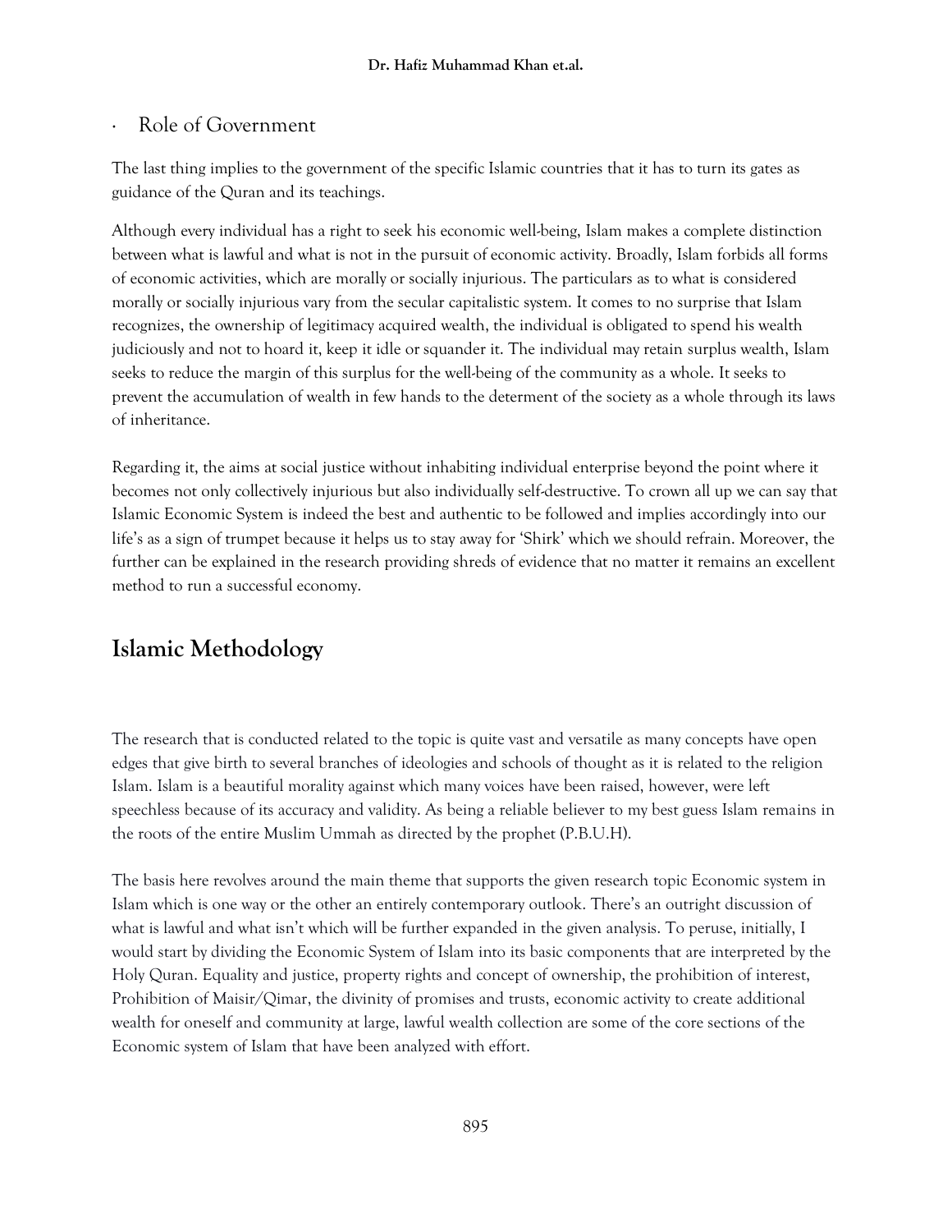- Role of Government

The last thing implies to the government of the specific Islamic countries that it has to turn its gates as guidance of the Quran and its teachings.

Although every individual has a right to seek his economic well-being, Islam makes a complete distinction between what is lawful and what is not in the pursuit of economic activity. Broadly, Islam forbids all forms of economic activities, which are morally or socially injurious. The particulars as to what is considered morally or socially injurious vary from the secular capitalistic system. It comes to no surprise that Islam recognizes, the ownership of legitimacy acquired wealth, the individual is obligated to spend his wealth judiciously and not to hoard it, keep it idle or squander it. The individual may retain surplus wealth, Islam seeks to reduce the margin of this surplus for the well-being of the community as a whole. It seeks to prevent the accumulation of wealth in few hands to the determent of the society as a whole through its laws of inheritance.

Regarding it, the aims at social justice without inhabiting individual enterprise beyond the point where it becomes not only collectively injurious but also individually self-destructive. To crown all up we can say that Islamic Economic System is indeed the best and authentic to be followed and implies accordingly into our life's as a sign of trumpet because it helps us to stay away for 'Shirk' which we should refrain. Moreover, the further can be explained in the research providing shreds of evidence that no matter it remains an excellent method to run a successful economy.

## Islamic Methodology

The research that is conducted related to the topic is quite vast and versatile as many concepts have open edges that give birth to several branches of ideologies and schools of thought as it is related to the religion Islam. Islam is a beautiful morality against which many voices have been raised, however, were left speechless because of its accuracy and validity. As being a reliable believer to my best guess Islam remains in the roots of the entire Muslim Ummah as directed by the prophet (P.B.U.H).

The basis here revolves around the main theme that supports the given research topic Economic system in Islam which is one way or the other an entirely contemporary outlook. There's an outright discussion of what is lawful and what isn't which will be further expanded in the given analysis. To peruse, initially, I would start by dividing the Economic System of Islam into its basic components that are interpreted by the Holy Quran. Equality and justice, property rights and concept of ownership, the prohibition of interest, Prohibition of Maisir/Qimar, the divinity of promises and trusts, economic activity to create additional wealth for oneself and community at large, lawful wealth collection are some of the core sections of the Economic system of Islam that have been analyzed with effort.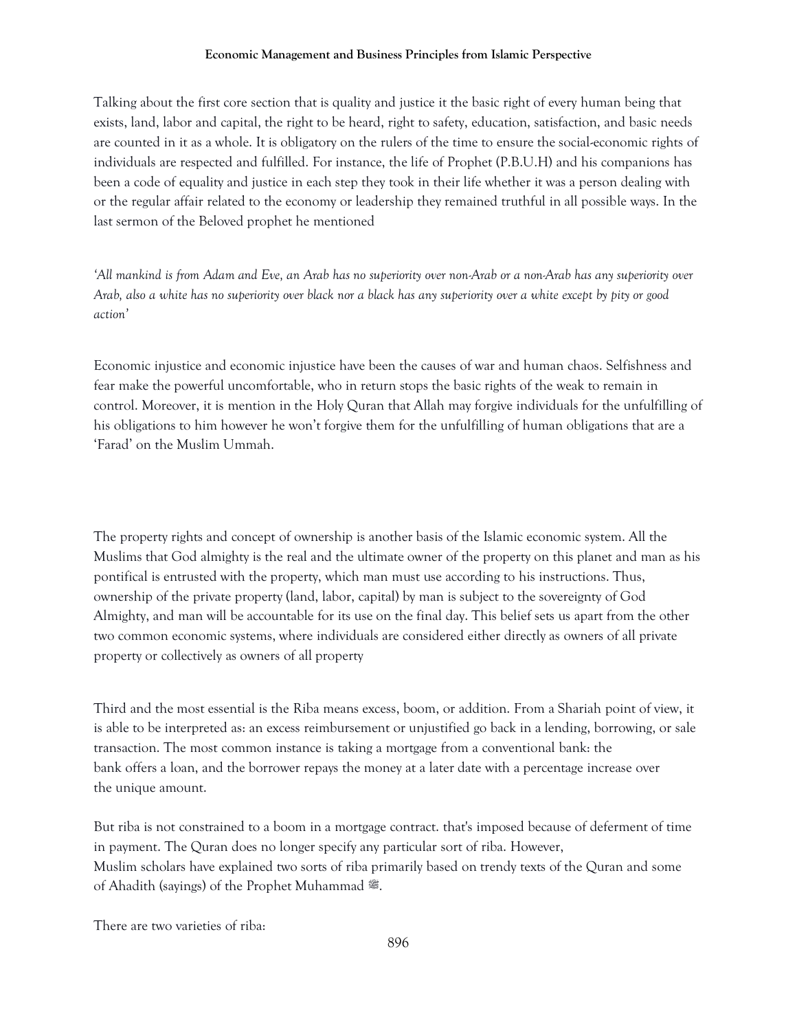Talking about the first core section that is quality and justice it the basic right of every human being that exists, land, labor and capital, the right to be heard, right to safety, education, satisfaction, and basic needs are counted in it as a whole. It is obligatory on the rulers of the time to ensure the social-economic rights of individuals are respected and fulfilled. For instance, the life of Prophet (P.B.U.H) and his companions has been a code of equality and justice in each step they took in their life whether it was a person dealing with or the regular affair related to the economy or leadership they remained truthful in all possible ways. In the last sermon of the Beloved prophet he mentioned

*'All mankind is from Adam and Eve, an Arab has no superiority over non-Arab or a non-Arab has any superiority over Arab, also a white has no superiority over black nor a black has any superiority over a white except by pity or good action'*

Economic injustice and economic injustice have been the causes of war and human chaos. Selfishness and fear make the powerful uncomfortable, who in return stops the basic rights of the weak to remain in control. Moreover, it is mention in the Holy Quran that Allah may forgive individuals for the unfulfilling of his obligations to him however he won't forgive them for the unfulfilling of human obligations that are a 'Farad' on the Muslim Ummah.

The property rights and concept of ownership is another basis of the Islamic economic system. All the Muslims that God almighty is the real and the ultimate owner of the property on this planet and man as his pontifical is entrusted with the property, which man must use according to his instructions. Thus, ownership of the private property (land, labor, capital) by man is subject to the sovereignty of God Almighty, and man will be accountable for its use on the final day. This belief sets us apart from the other two common economic systems, where individuals are considered either directly as owners of all private property or collectively as owners of all property

Third and the most essential is the Riba means excess, boom, or addition. From a Shariah point of view, it is able to be interpreted as: an excess reimbursement or unjustified go back in a lending, borrowing, or sale transaction. The most common instance is taking a mortgage from a conventional bank: the bank offers a loan, and the borrower repays the money at a later date with a percentage increase over the unique amount.

But riba is not constrained to a boom in a mortgage contract. that's imposed because of deferment of time in payment. The Quran does no longer specify any particular sort of riba. However, Muslim scholars have explained two sorts of riba primarily based on trendy texts of the Quran and some of Ahadith (sayings) of the Prophet Muhammad ﷺ.

There are two varieties of riba: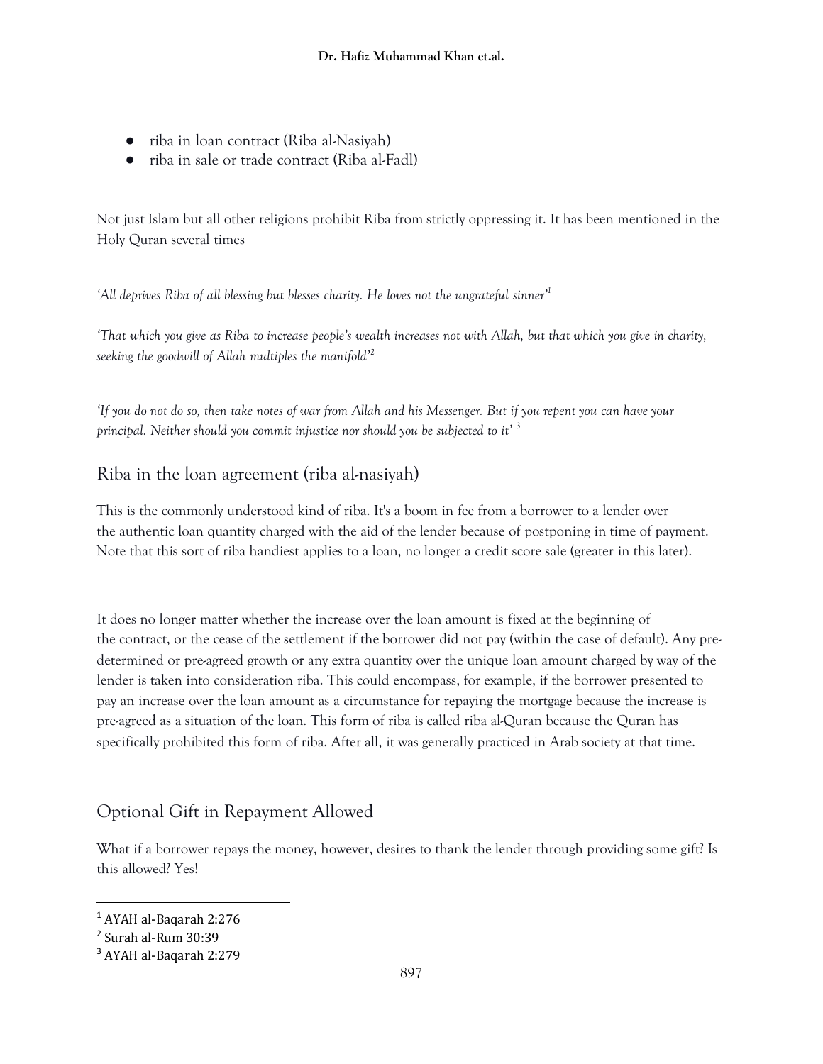- riba in loan contract (Riba al-Nasiyah)
- riba in sale or trade contract (Riba al-Fadl)

Not just Islam but all other religions prohibit Riba from strictly oppressing it. It has been mentioned in the Holy Quran several times

*'All deprives Riba of all blessing but blesses charity. He loves not the ungrateful sinner'*[1]

*'That which you give as Riba to increase people's wealth increases not with Allah, but that which you give in charity, seeking the goodwill of Allah multiples the manifold'*[2]

*'If you do not do so, then take notes of war from Allah and his Messenger. But if you repent you can have your principal. Neither should you commit injustice nor should you be subjected to it'* [3]

## Riba in the loan agreement (riba al-nasiyah)

This is the commonly understood kind of riba. It's a boom in fee from a borrower to a lender over the authentic loan quantity charged with the aid of the lender because of postponing in time of payment. Note that this sort of riba handiest applies to a loan, no longer a credit score sale (greater in this later).

It does no longer matter whether the increase over the loan amount is fixed at the beginning of the contract, or the cease of the settlement if the borrower did not pay (within the case of default). Any pre-determined or pre-agreed growth or any extra quantity over the unique loan amount charged by way of the lender is taken into consideration riba. This could encompass, for example, if the borrower presented to pay an increase over the loan amount as a circumstance for repaying the mortgage because the increase is pre-agreed as a situation of the loan. This form of riba is called riba al-Quran because the Quran has specifically prohibited this form of riba. After all, it was generally practiced in Arab society at that time.

## Optional Gift in Repayment Allowed

What if a borrower repays the money, however, desires to thank the lender through providing some gift? Is this allowed? Yes!

---

[1] AYAH al-Baqarah 2:276

[2] Surah al-Rum 30:39

[3] AYAH al-Baqarah 2:279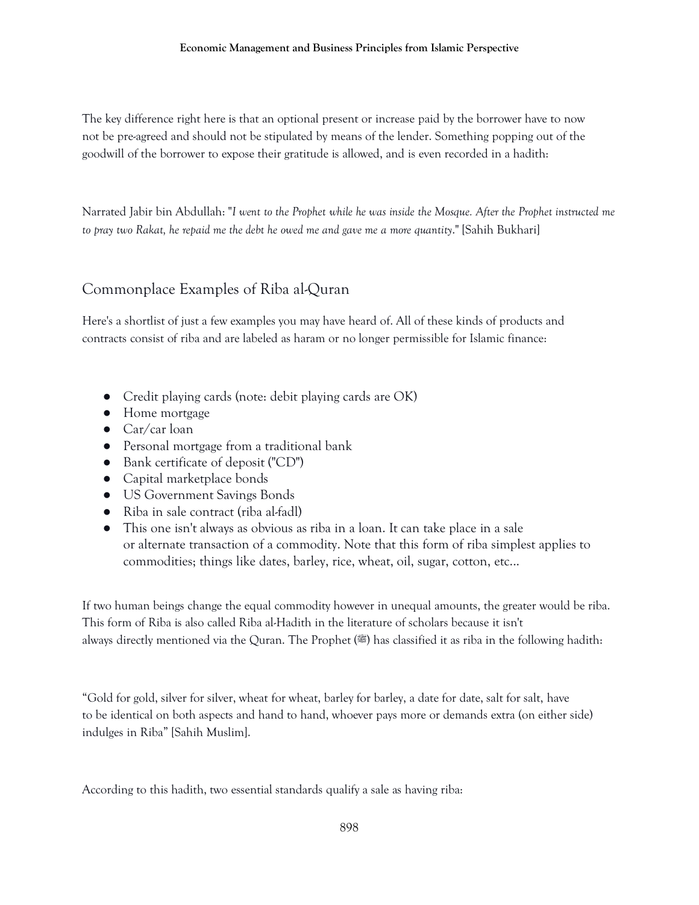The key difference right here is that an optional present or increase paid by the borrower have to now not be pre-agreed and should not be stipulated by means of the lender. Something popping out of the goodwill of the borrower to expose their gratitude is allowed, and is even recorded in a hadith:

Narrated Jabir bin Abdullah: "*I went to the Prophet while he was inside the Mosque. After the Prophet instructed me to pray two Rakat, he repaid me the debt he owed me and gave me a more quantity*." [Sahih Bukhari]

## Commonplace Examples of Riba al-Quran

Here's a shortlist of just a few examples you may have heard of. All of these kinds of products and contracts consist of riba and are labeled as haram or no longer permissible for Islamic finance:

- Credit playing cards (note: debit playing cards are OK)
- Home mortgage
- Car/car loan
- Personal mortgage from a traditional bank
- Bank certificate of deposit ("CD")
- Capital marketplace bonds
- US Government Savings Bonds
- Riba in sale contract (riba al-fadl)
- This one isn't always as obvious as riba in a loan. It can take place in a sale or alternate transaction of a commodity. Note that this form of riba simplest applies to commodities; things like dates, barley, rice, wheat, oil, sugar, cotton, etc...

If two human beings change the equal commodity however in unequal amounts, the greater would be riba. This form of Riba is also called Riba al-Hadith in the literature of scholars because it isn't always directly mentioned via the Quran. The Prophet (ﷺ) has classified it as riba in the following hadith:

"Gold for gold, silver for silver, wheat for wheat, barley for barley, a date for date, salt for salt, have to be identical on both aspects and hand to hand, whoever pays more or demands extra (on either side) indulges in Riba" [Sahih Muslim].

According to this hadith, two essential standards qualify a sale as having riba: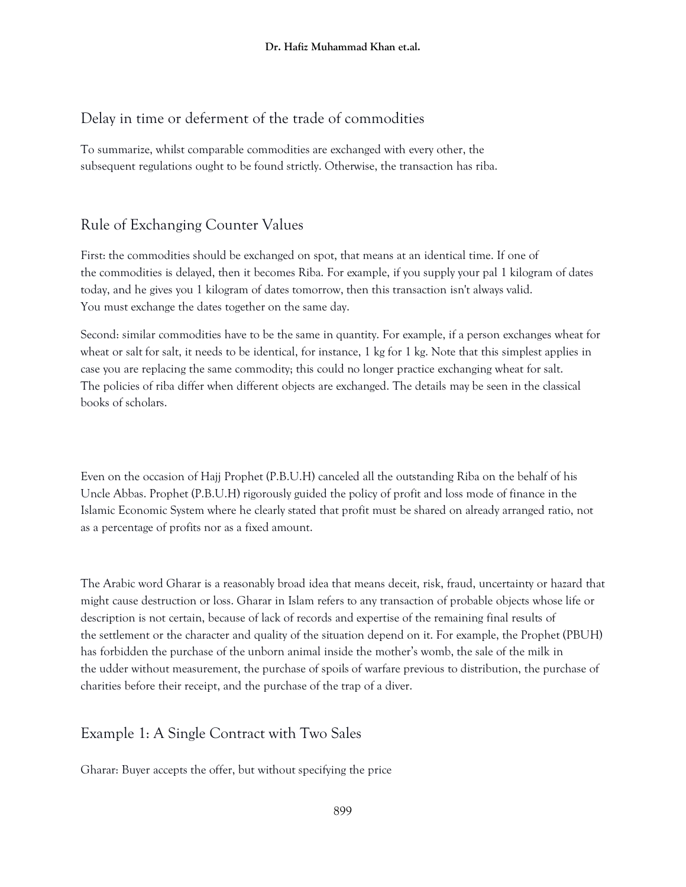## Delay in time or deferment of the trade of commodities

To summarize, whilst comparable commodities are exchanged with every other, the subsequent regulations ought to be found strictly. Otherwise, the transaction has riba.

## Rule of Exchanging Counter Values

First: the commodities should be exchanged on spot, that means at an identical time. If one of the commodities is delayed, then it becomes Riba. For example, if you supply your pal 1 kilogram of dates today, and he gives you 1 kilogram of dates tomorrow, then this transaction isn't always valid. You must exchange the dates together on the same day.

Second: similar commodities have to be the same in quantity. For example, if a person exchanges wheat for wheat or salt for salt, it needs to be identical, for instance, 1 kg for 1 kg. Note that this simplest applies in case you are replacing the same commodity; this could no longer practice exchanging wheat for salt. The policies of riba differ when different objects are exchanged. The details may be seen in the classical books of scholars.

Even on the occasion of Hajj Prophet (P.B.U.H) canceled all the outstanding Riba on the behalf of his Uncle Abbas. Prophet (P.B.U.H) rigorously guided the policy of profit and loss mode of finance in the Islamic Economic System where he clearly stated that profit must be shared on already arranged ratio, not as a percentage of profits nor as a fixed amount.

The Arabic word Gharar is a reasonably broad idea that means deceit, risk, fraud, uncertainty or hazard that might cause destruction or loss. Gharar in Islam refers to any transaction of probable objects whose life or description is not certain, because of lack of records and expertise of the remaining final results of the settlement or the character and quality of the situation depend on it. For example, the Prophet (PBUH) has forbidden the purchase of the unborn animal inside the mother's womb, the sale of the milk in the udder without measurement, the purchase of spoils of warfare previous to distribution, the purchase of charities before their receipt, and the purchase of the trap of a diver.

## Example 1: A Single Contract with Two Sales

Gharar: Buyer accepts the offer, but without specifying the price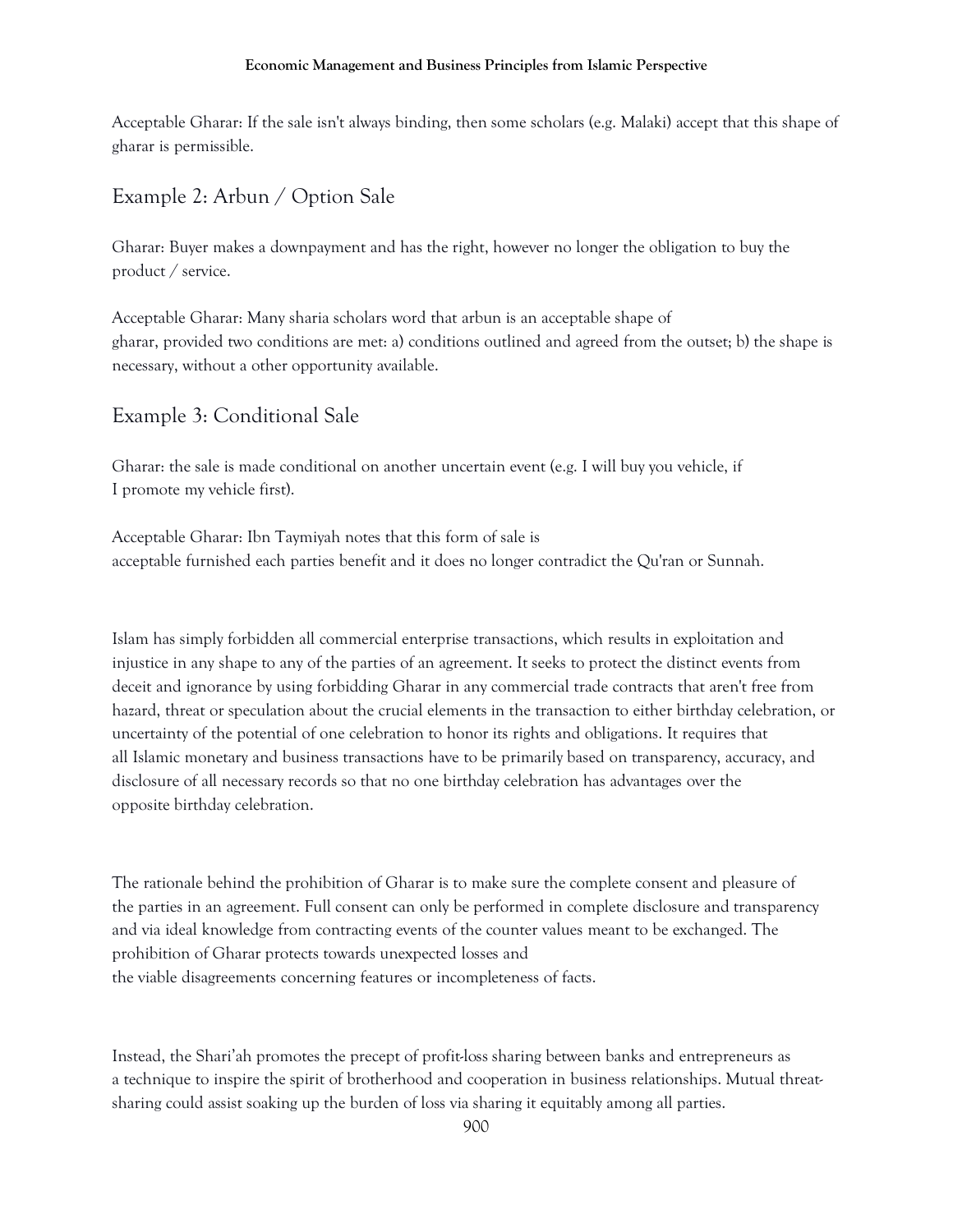Acceptable Gharar: If the sale isn't always binding, then some scholars (e.g. Malaki) accept that this shape of gharar is permissible.

## Example 2: Arbun / Option Sale

Gharar: Buyer makes a downpayment and has the right, however no longer the obligation to buy the product / service.

Acceptable Gharar: Many sharia scholars word that arbun is an acceptable shape of gharar, provided two conditions are met: a) conditions outlined and agreed from the outset; b) the shape is necessary, without a other opportunity available.

## Example 3: Conditional Sale

Gharar: the sale is made conditional on another uncertain event (e.g. I will buy you vehicle, if I promote my vehicle first).

Acceptable Gharar: Ibn Taymiyah notes that this form of sale is acceptable furnished each parties benefit and it does no longer contradict the Qu'ran or Sunnah.

Islam has simply forbidden all commercial enterprise transactions, which results in exploitation and injustice in any shape to any of the parties of an agreement. It seeks to protect the distinct events from deceit and ignorance by using forbidding Gharar in any commercial trade contracts that aren't free from hazard, threat or speculation about the crucial elements in the transaction to either birthday celebration, or uncertainty of the potential of one celebration to honor its rights and obligations. It requires that all Islamic monetary and business transactions have to be primarily based on transparency, accuracy, and disclosure of all necessary records so that no one birthday celebration has advantages over the opposite birthday celebration.

The rationale behind the prohibition of Gharar is to make sure the complete consent and pleasure of the parties in an agreement. Full consent can only be performed in complete disclosure and transparency and via ideal knowledge from contracting events of the counter values meant to be exchanged. The prohibition of Gharar protects towards unexpected losses and the viable disagreements concerning features or incompleteness of facts.

Instead, the Shari'ah promotes the precept of profit-loss sharing between banks and entrepreneurs as a technique to inspire the spirit of brotherhood and cooperation in business relationships. Mutual threat-sharing could assist soaking up the burden of loss via sharing it equitably among all parties.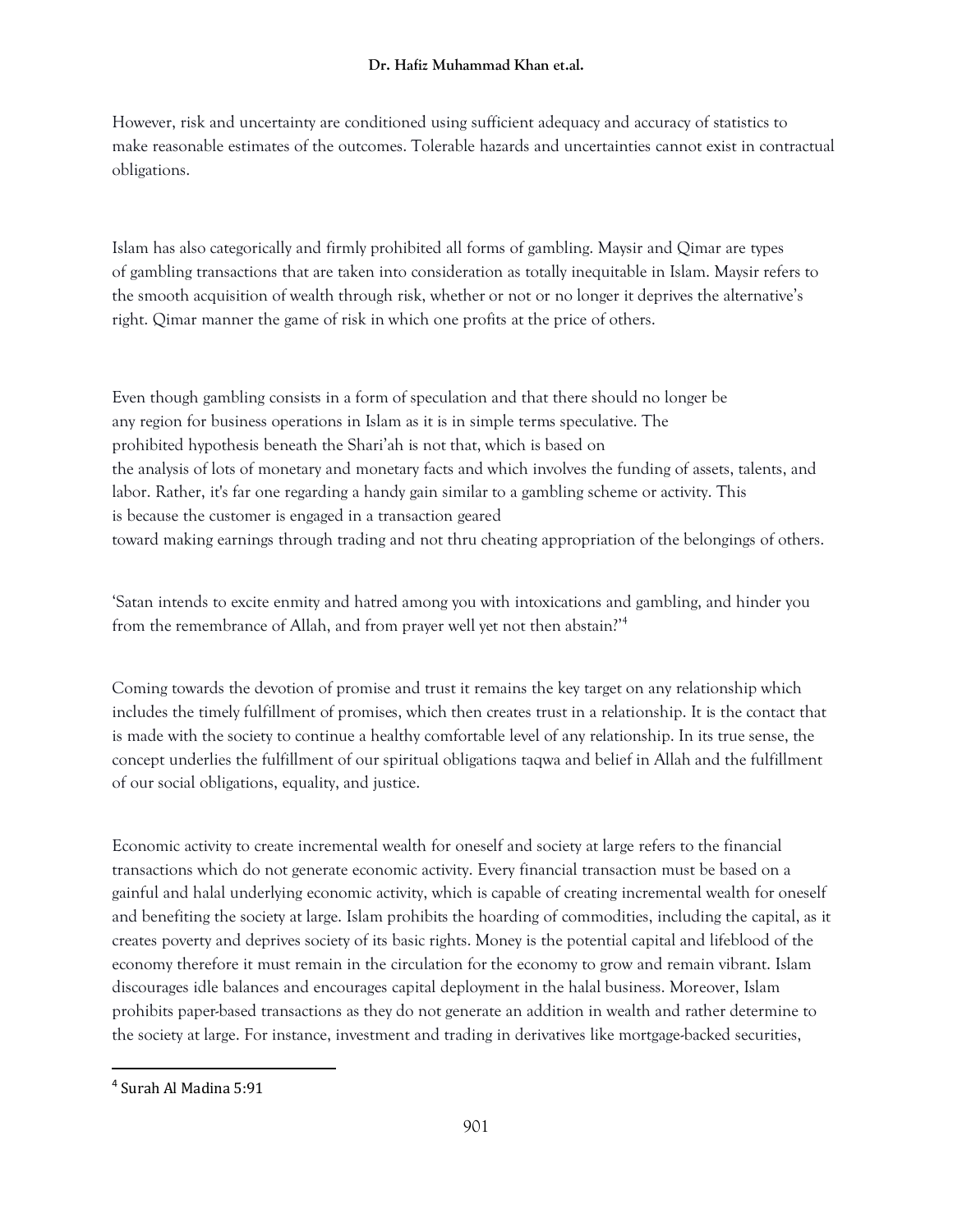However, risk and uncertainty are conditioned using sufficient adequacy and accuracy of statistics to make reasonable estimates of the outcomes. Tolerable hazards and uncertainties cannot exist in contractual obligations.

Islam has also categorically and firmly prohibited all forms of gambling. Maysir and Qimar are types of gambling transactions that are taken into consideration as totally inequitable in Islam. Maysir refers to the smooth acquisition of wealth through risk, whether or not or no longer it deprives the alternative's right. Qimar manner the game of risk in which one profits at the price of others.

Even though gambling consists in a form of speculation and that there should no longer be any region for business operations in Islam as it is in simple terms speculative. The prohibited hypothesis beneath the Shari'ah is not that, which is based on the analysis of lots of monetary and monetary facts and which involves the funding of assets, talents, and labor. Rather, it's far one regarding a handy gain similar to a gambling scheme or activity. This is because the customer is engaged in a transaction geared toward making earnings through trading and not thru cheating appropriation of the belongings of others.

'Satan intends to excite enmity and hatred among you with intoxications and gambling, and hinder you from the remembrance of Allah, and from prayer well yet not then abstain?'[4]

Coming towards the devotion of promise and trust it remains the key target on any relationship which includes the timely fulfillment of promises, which then creates trust in a relationship. It is the contact that is made with the society to continue a healthy comfortable level of any relationship. In its true sense, the concept underlies the fulfillment of our spiritual obligations taqwa and belief in Allah and the fulfillment of our social obligations, equality, and justice.

Economic activity to create incremental wealth for oneself and society at large refers to the financial transactions which do not generate economic activity. Every financial transaction must be based on a gainful and halal underlying economic activity, which is capable of creating incremental wealth for oneself and benefiting the society at large. Islam prohibits the hoarding of commodities, including the capital, as it creates poverty and deprives society of its basic rights. Money is the potential capital and lifeblood of the economy therefore it must remain in the circulation for the economy to grow and remain vibrant. Islam discourages idle balances and encourages capital deployment in the halal business. Moreover, Islam prohibits paper-based transactions as they do not generate an addition in wealth and rather determine to the society at large. For instance, investment and trading in derivatives like mortgage-backed securities,

---

[4] Surah Al Madina 5:91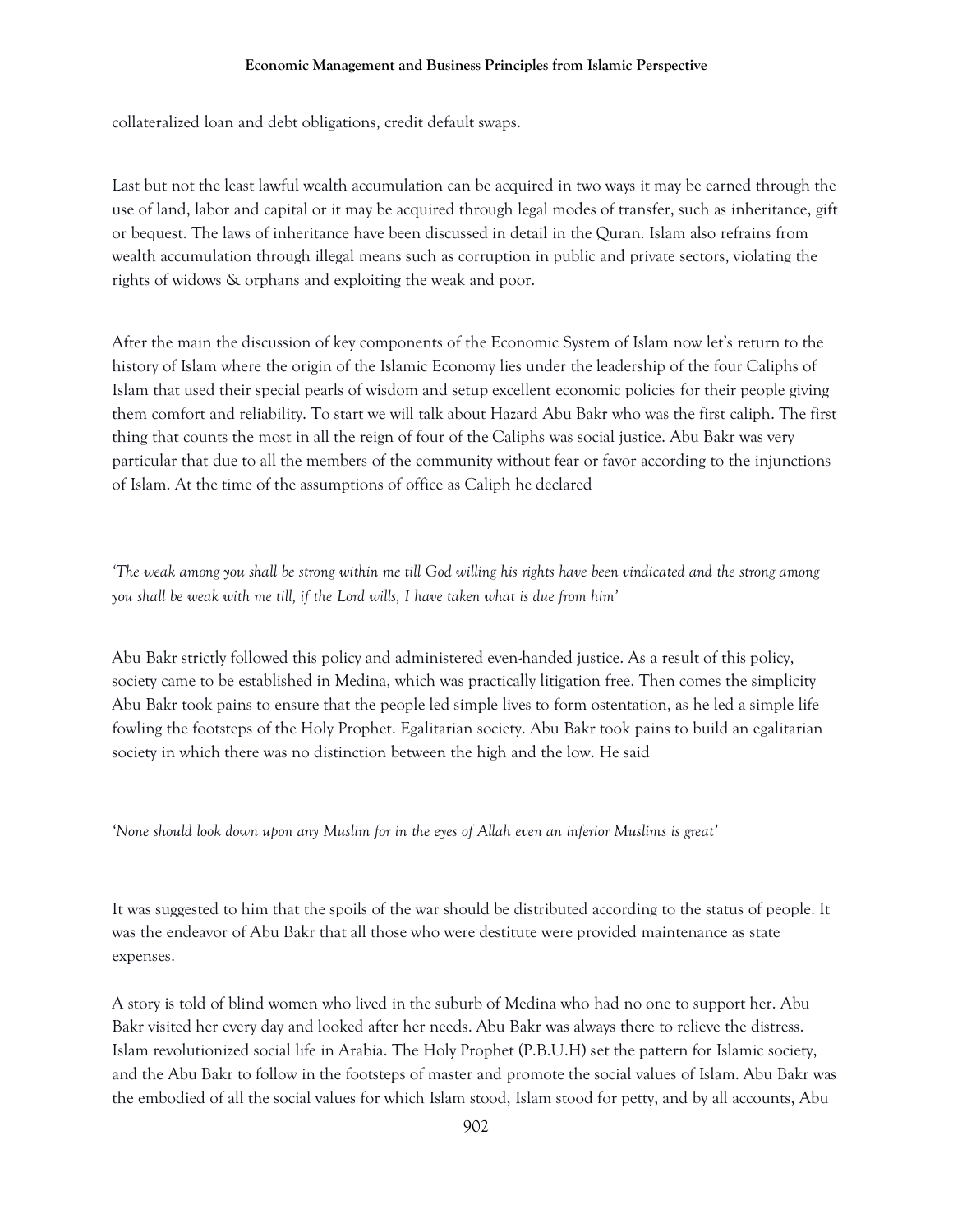collateralized loan and debt obligations, credit default swaps.

Last but not the least lawful wealth accumulation can be acquired in two ways it may be earned through the use of land, labor and capital or it may be acquired through legal modes of transfer, such as inheritance, gift or bequest. The laws of inheritance have been discussed in detail in the Quran. Islam also refrains from wealth accumulation through illegal means such as corruption in public and private sectors, violating the rights of widows & orphans and exploiting the weak and poor.

After the main the discussion of key components of the Economic System of Islam now let's return to the history of Islam where the origin of the Islamic Economy lies under the leadership of the four Caliphs of Islam that used their special pearls of wisdom and setup excellent economic policies for their people giving them comfort and reliability. To start we will talk about Hazard Abu Bakr who was the first caliph. The first thing that counts the most in all the reign of four of the Caliphs was social justice. Abu Bakr was very particular that due to all the members of the community without fear or favor according to the injunctions of Islam. At the time of the assumptions of office as Caliph he declared

*'The weak among you shall be strong within me till God willing his rights have been vindicated and the strong among you shall be weak with me till, if the Lord wills, I have taken what is due from him'*

Abu Bakr strictly followed this policy and administered even-handed justice. As a result of this policy, society came to be established in Medina, which was practically litigation free. Then comes the simplicity Abu Bakr took pains to ensure that the people led simple lives to form ostentation, as he led a simple life fowling the footsteps of the Holy Prophet. Egalitarian society. Abu Bakr took pains to build an egalitarian society in which there was no distinction between the high and the low. He said

*'None should look down upon any Muslim for in the eyes of Allah even an inferior Muslims is great'*

It was suggested to him that the spoils of the war should be distributed according to the status of people. It was the endeavor of Abu Bakr that all those who were destitute were provided maintenance as state expenses.

A story is told of blind women who lived in the suburb of Medina who had no one to support her. Abu Bakr visited her every day and looked after her needs. Abu Bakr was always there to relieve the distress. Islam revolutionized social life in Arabia. The Holy Prophet (P.B.U.H) set the pattern for Islamic society, and the Abu Bakr to follow in the footsteps of master and promote the social values of Islam. Abu Bakr was the embodied of all the social values for which Islam stood, Islam stood for petty, and by all accounts, Abu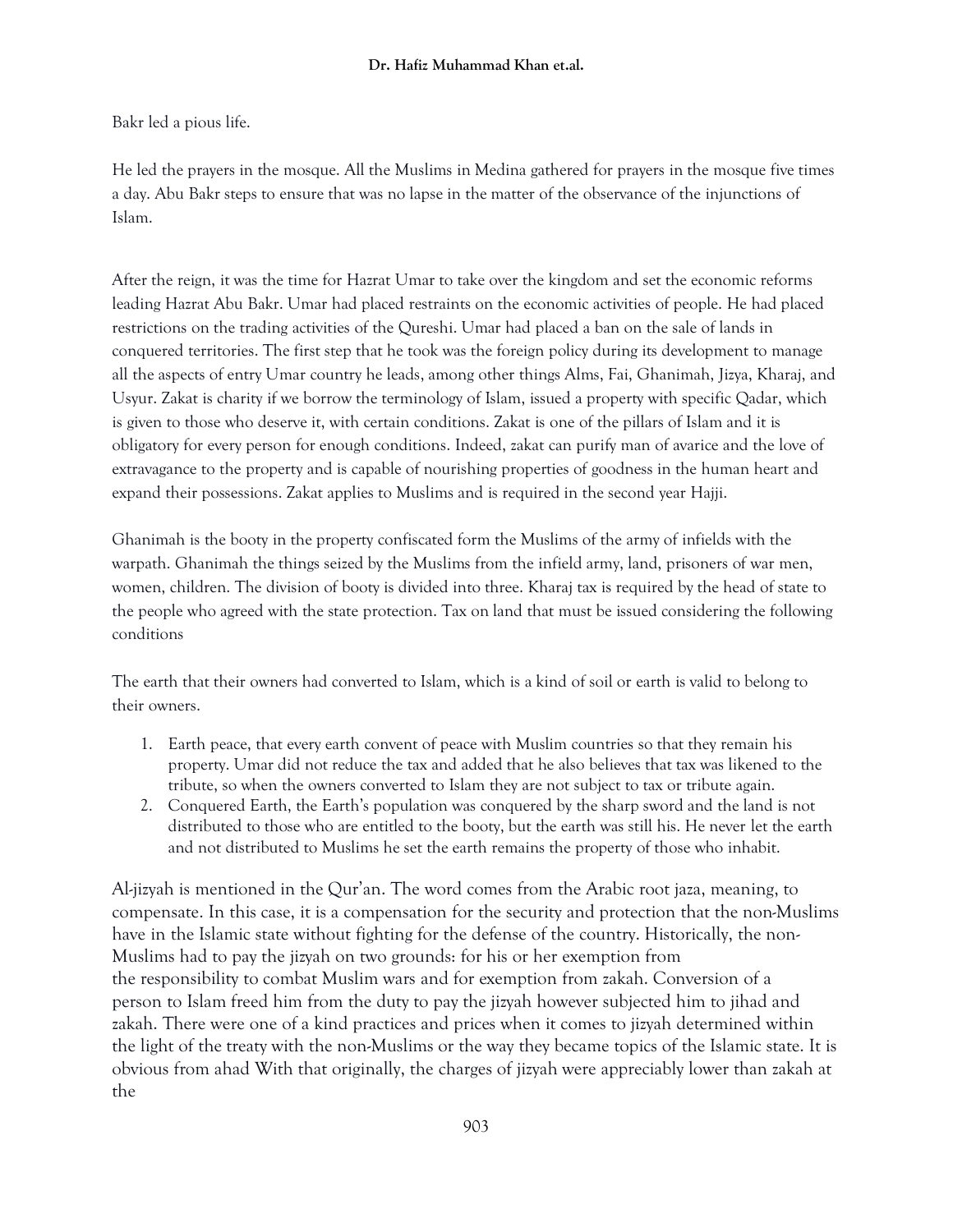Bakr led a pious life.

He led the prayers in the mosque. All the Muslims in Medina gathered for prayers in the mosque five times a day. Abu Bakr steps to ensure that was no lapse in the matter of the observance of the injunctions of Islam.

After the reign, it was the time for Hazrat Umar to take over the kingdom and set the economic reforms leading Hazrat Abu Bakr. Umar had placed restraints on the economic activities of people. He had placed restrictions on the trading activities of the Qureshi. Umar had placed a ban on the sale of lands in conquered territories. The first step that he took was the foreign policy during its development to manage all the aspects of entry Umar country he leads, among other things Alms, Fai, Ghanimah, Jizya, Kharaj, and Usyur. Zakat is charity if we borrow the terminology of Islam, issued a property with specific Qadar, which is given to those who deserve it, with certain conditions. Zakat is one of the pillars of Islam and it is obligatory for every person for enough conditions. Indeed, zakat can purify man of avarice and the love of extravagance to the property and is capable of nourishing properties of goodness in the human heart and expand their possessions. Zakat applies to Muslims and is required in the second year Hajji.

Ghanimah is the booty in the property confiscated form the Muslims of the army of infields with the warpath. Ghanimah the things seized by the Muslims from the infield army, land, prisoners of war men, women, children. The division of booty is divided into three. Kharaj tax is required by the head of state to the people who agreed with the state protection. Tax on land that must be issued considering the following conditions

The earth that their owners had converted to Islam, which is a kind of soil or earth is valid to belong to their owners.

1. Earth peace, that every earth convent of peace with Muslim countries so that they remain his property. Umar did not reduce the tax and added that he also believes that tax was likened to the tribute, so when the owners converted to Islam they are not subject to tax or tribute again.
2. Conquered Earth, the Earth's population was conquered by the sharp sword and the land is not distributed to those who are entitled to the booty, but the earth was still his. He never let the earth and not distributed to Muslims he set the earth remains the property of those who inhabit.

Al-jizyah is mentioned in the Qur'an. The word comes from the Arabic root jaza, meaning, to compensate. In this case, it is a compensation for the security and protection that the non-Muslims have in the Islamic state without fighting for the defense of the country. Historically, the non-Muslims had to pay the jizyah on two grounds: for his or her exemption from the responsibility to combat Muslim wars and for exemption from zakah. Conversion of a person to Islam freed him from the duty to pay the jizyah however subjected him to jihad and zakah. There were one of a kind practices and prices when it comes to jizyah determined within the light of the treaty with the non-Muslims or the way they became topics of the Islamic state. It is obvious from ahad With that originally, the charges of jizyah were appreciably lower than zakah at the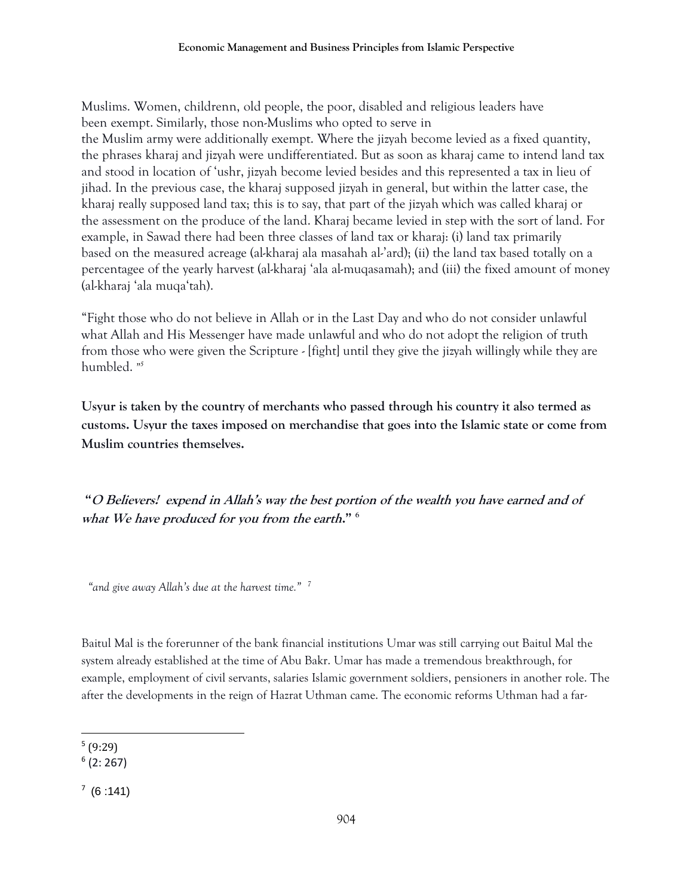Muslims. Women, childrenn, old people, the poor, disabled and religious leaders have been exempt. Similarly, those non-Muslims who opted to serve in the Muslim army were additionally exempt. Where the jizyah become levied as a fixed quantity, the phrases kharaj and jizyah were undifferentiated. But as soon as kharaj came to intend land tax and stood in location of 'ushr, jizyah become levied besides and this represented a tax in lieu of jihad. In the previous case, the kharaj supposed jizyah in general, but within the latter case, the kharaj really supposed land tax; this is to say, that part of the jizyah which was called kharaj or the assessment on the produce of the land. Kharaj became levied in step with the sort of land. For example, in Sawad there had been three classes of land tax or kharaj: (i) land tax primarily based on the measured acreage (al-kharaj ala masahah al-'ard); (ii) the land tax based totally on a percentagee of the yearly harvest (al-kharaj 'ala al-muqasamah); and (iii) the fixed amount of money (al-kharaj 'ala muqa'tah).

"Fight those who do not believe in Allah or in the Last Day and who do not consider unlawful what Allah and His Messenger have made unlawful and who do not adopt the religion of truth from those who were given the Scripture - [fight] until they give the jizyah willingly while they are humbled. "[5]

**Usyur is taken by the country of merchants who passed through his country it also termed as customs. Usyur the taxes imposed on merchandise that goes into the Islamic state or come from Muslim countries themselves.**

***"O Believers! expend in Allah's way the best portion of the wealth you have earned and of what We have produced for you from the earth."*** [6]

*"and give away Allah's due at the harvest time."* [7]

Baitul Mal is the forerunner of the bank financial institutions Umar was still carrying out Baitul Mal the system already established at the time of Abu Bakr. Umar has made a tremendous breakthrough, for example, employment of civil servants, salaries Islamic government soldiers, pensioners in another role. The after the developments in the reign of Hazrat Uthman came. The economic reforms Uthman had a far-

---

[5] (9:29)

[6] (2: 267)

[7] (6 :141)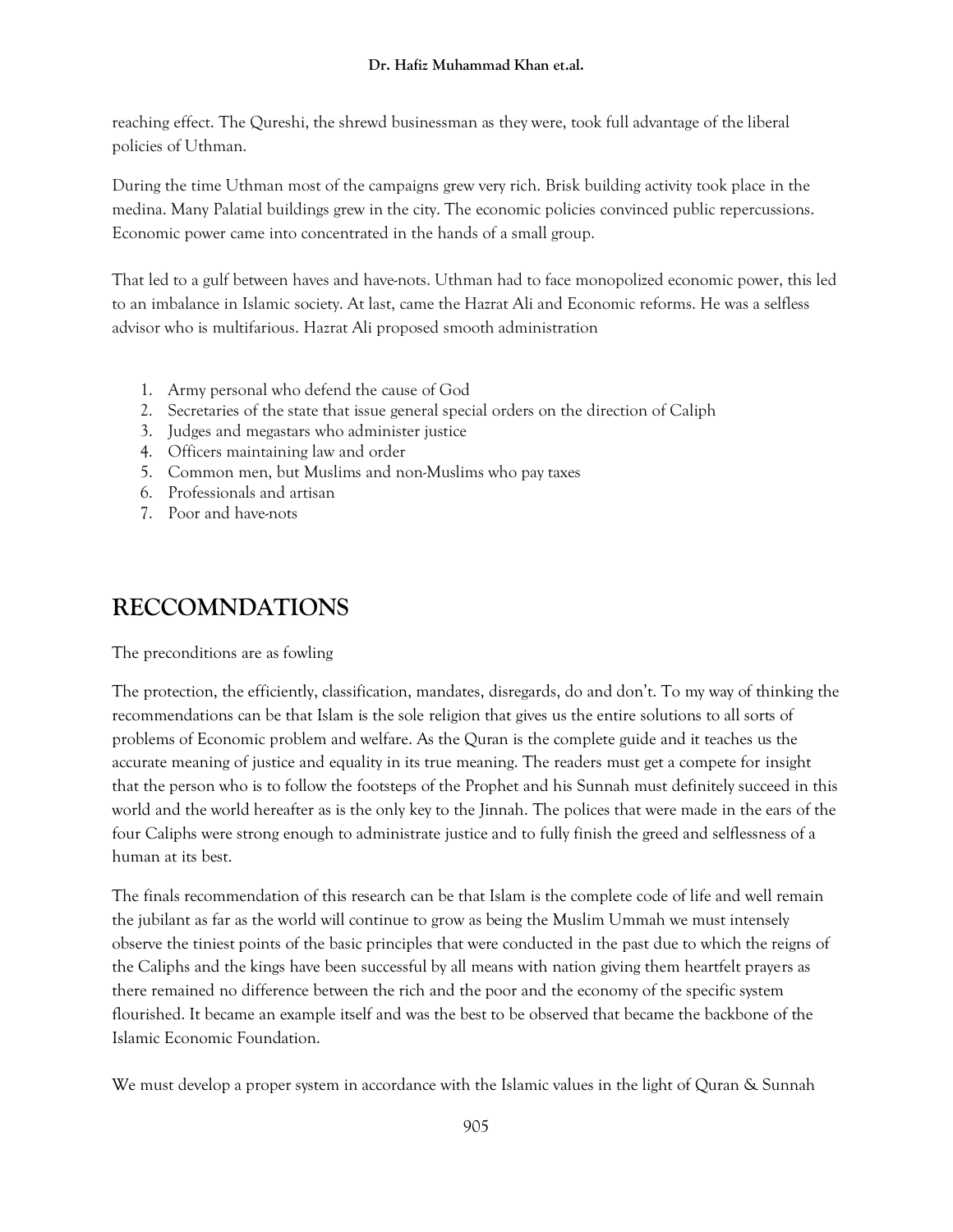reaching effect. The Qureshi, the shrewd businessman as they were, took full advantage of the liberal policies of Uthman.

During the time Uthman most of the campaigns grew very rich. Brisk building activity took place in the medina. Many Palatial buildings grew in the city. The economic policies convinced public repercussions. Economic power came into concentrated in the hands of a small group.

That led to a gulf between haves and have-nots. Uthman had to face monopolized economic power, this led to an imbalance in Islamic society. At last, came the Hazrat Ali and Economic reforms. He was a selfless advisor who is multifarious. Hazrat Ali proposed smooth administration

1. Army personal who defend the cause of God
2. Secretaries of the state that issue general special orders on the direction of Caliph
3. Judges and megastars who administer justice
4. Officers maintaining law and order
5. Common men, but Muslims and non-Muslims who pay taxes
6. Professionals and artisan
7. Poor and have-nots

# RECCOMNDATIONS

The preconditions are as fowling

The protection, the efficiently, classification, mandates, disregards, do and don't. To my way of thinking the recommendations can be that Islam is the sole religion that gives us the entire solutions to all sorts of problems of Economic problem and welfare. As the Quran is the complete guide and it teaches us the accurate meaning of justice and equality in its true meaning. The readers must get a compete for insight that the person who is to follow the footsteps of the Prophet and his Sunnah must definitely succeed in this world and the world hereafter as is the only key to the Jinnah. The polices that were made in the ears of the four Caliphs were strong enough to administrate justice and to fully finish the greed and selflessness of a human at its best.

The finals recommendation of this research can be that Islam is the complete code of life and well remain the jubilant as far as the world will continue to grow as being the Muslim Ummah we must intensely observe the tiniest points of the basic principles that were conducted in the past due to which the reigns of the Caliphs and the kings have been successful by all means with nation giving them heartfelt prayers as there remained no difference between the rich and the poor and the economy of the specific system flourished. It became an example itself and was the best to be observed that became the backbone of the Islamic Economic Foundation.

We must develop a proper system in accordance with the Islamic values in the light of Quran & Sunnah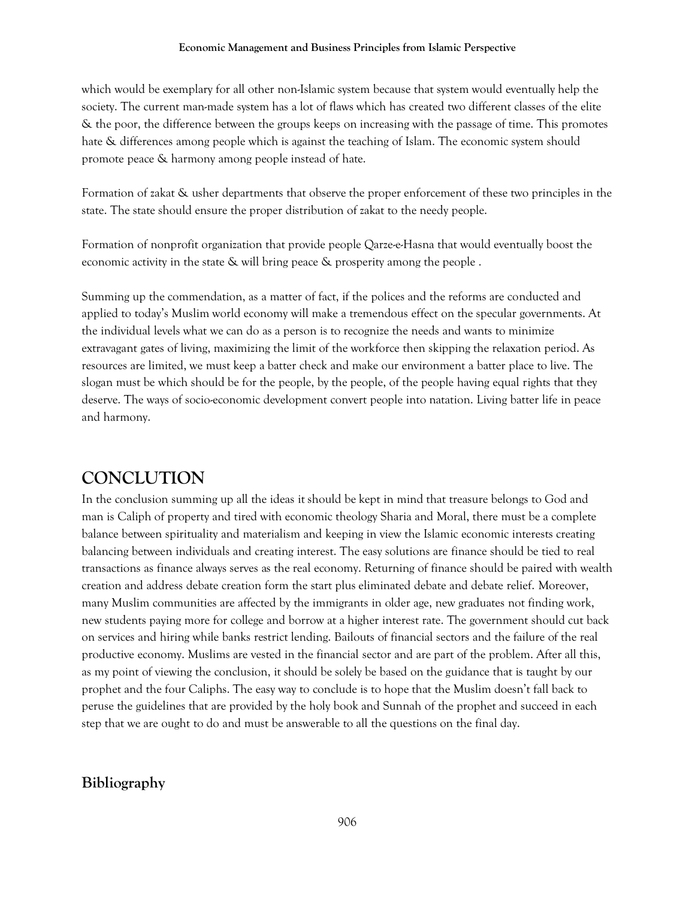which would be exemplary for all other non-Islamic system because that system would eventually help the society. The current man-made system has a lot of flaws which has created two different classes of the elite & the poor, the difference between the groups keeps on increasing with the passage of time. This promotes hate & differences among people which is against the teaching of Islam. The economic system should promote peace & harmony among people instead of hate.

Formation of zakat & usher departments that observe the proper enforcement of these two principles in the state. The state should ensure the proper distribution of zakat to the needy people.

Formation of nonprofit organization that provide people Qarze-e-Hasna that would eventually boost the economic activity in the state & will bring peace & prosperity among the people .

Summing up the commendation, as a matter of fact, if the polices and the reforms are conducted and applied to today's Muslim world economy will make a tremendous effect on the specular governments. At the individual levels what we can do as a person is to recognize the needs and wants to minimize extravagant gates of living, maximizing the limit of the workforce then skipping the relaxation period. As resources are limited, we must keep a batter check and make our environment a batter place to live. The slogan must be which should be for the people, by the people, of the people having equal rights that they deserve. The ways of socio-economic development convert people into natation. Living batter life in peace and harmony.

# CONCLUTION

In the conclusion summing up all the ideas it should be kept in mind that treasure belongs to God and man is Caliph of property and tired with economic theology Sharia and Moral, there must be a complete balance between spirituality and materialism and keeping in view the Islamic economic interests creating balancing between individuals and creating interest. The easy solutions are finance should be tied to real transactions as finance always serves as the real economy. Returning of finance should be paired with wealth creation and address debate creation form the start plus eliminated debate and debate relief. Moreover, many Muslim communities are affected by the immigrants in older age, new graduates not finding work, new students paying more for college and borrow at a higher interest rate. The government should cut back on services and hiring while banks restrict lending. Bailouts of financial sectors and the failure of the real productive economy. Muslims are vested in the financial sector and are part of the problem. After all this, as my point of viewing the conclusion, it should be solely be based on the guidance that is taught by our prophet and the four Caliphs. The easy way to conclude is to hope that the Muslim doesn't fall back to peruse the guidelines that are provided by the holy book and Sunnah of the prophet and succeed in each step that we are ought to do and must be answerable to all the questions on the final day.

## Bibliography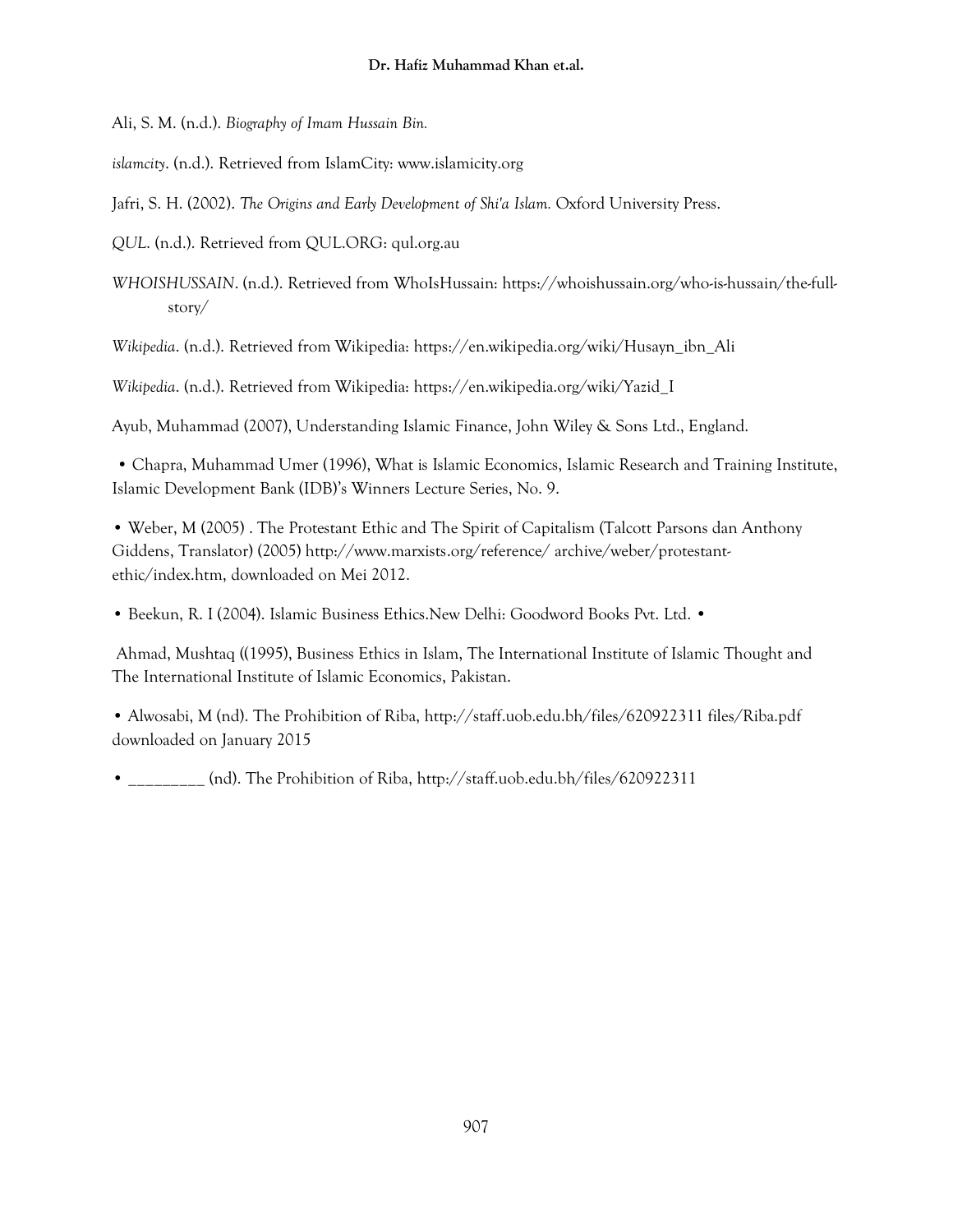Ali, S. M. (n.d.). *Biography of Imam Hussain Bin.*

*islamcity*. (n.d.). Retrieved from IslamCity: www.islamicity.org

Jafri, S. H. (2002). *The Origins and Early Development of Shi'a Islam.* Oxford University Press.

*QUL*. (n.d.). Retrieved from QUL.ORG: qul.org.au

*WHOISHUSSAIN*. (n.d.). Retrieved from WhoIsHussain: https://whoishussain.org/who-is-hussain/the-full-story/

*Wikipedia*. (n.d.). Retrieved from Wikipedia: https://en.wikipedia.org/wiki/Husayn_ibn_Ali

*Wikipedia*. (n.d.). Retrieved from Wikipedia: https://en.wikipedia.org/wiki/Yazid_I

Ayub, Muhammad (2007), Understanding Islamic Finance, John Wiley & Sons Ltd., England.

• Chapra, Muhammad Umer (1996), What is Islamic Economics, Islamic Research and Training Institute, Islamic Development Bank (IDB)'s Winners Lecture Series, No. 9.

• Weber, M (2005) . The Protestant Ethic and The Spirit of Capitalism (Talcott Parsons dan Anthony Giddens, Translator) (2005) http://www.marxists.org/reference/ archive/weber/protestant-ethic/index.htm, downloaded on Mei 2012.

• Beekun, R. I (2004). Islamic Business Ethics.New Delhi: Goodword Books Pvt. Ltd. •

Ahmad, Mushtaq ((1995), Business Ethics in Islam, The International Institute of Islamic Thought and The International Institute of Islamic Economics, Pakistan.

• Alwosabi, M (nd). The Prohibition of Riba, http://staff.uob.edu.bh/files/620922311 files/Riba.pdf downloaded on January 2015

• _________ (nd). The Prohibition of Riba, http://staff.uob.edu.bh/files/620922311